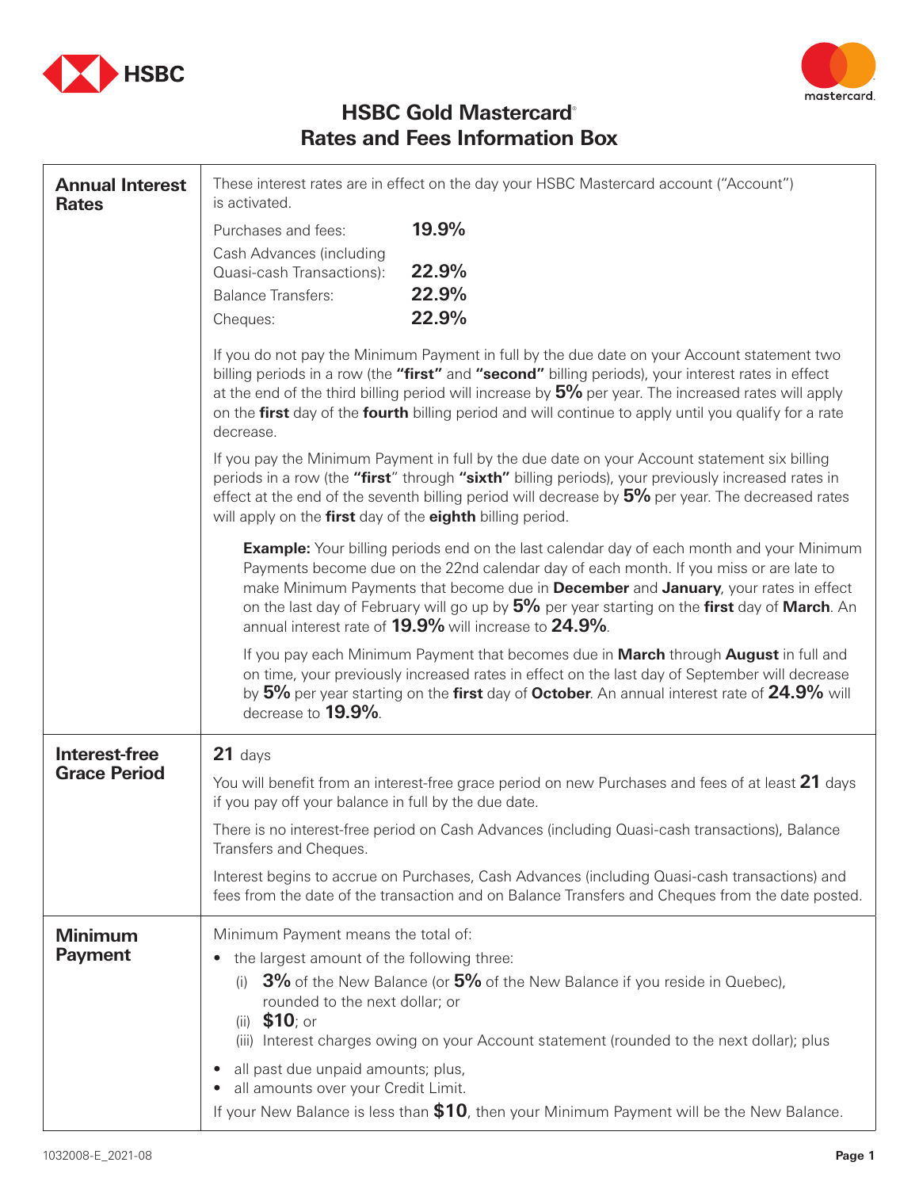# HSBC Gold Mastercard®
# Rates and Fees Information Box

| | |
|---|---|
| **Annual Interest Rates** | These interest rates are in effect on the day your HSBC Mastercard account ("Account") is activated.<br><br>Purchases and fees: **19.9%**<br>Cash Advances (including Quasi-cash Transactions): **22.9%**<br>Balance Transfers: **22.9%**<br>Cheques: **22.9%**<br><br>If you do not pay the Minimum Payment in full by the due date on your Account statement two billing periods in a row (the **"first"** and **"second"** billing periods), your interest rates in effect at the end of the third billing period will increase by **5%** per year. The increased rates will apply on the **first** day of the **fourth** billing period and will continue to apply until you qualify for a rate decrease.<br><br>If you pay the Minimum Payment in full by the due date on your Account statement six billing periods in a row (the **"first"** through **"sixth"** billing periods), your previously increased rates in effect at the end of the seventh billing period will decrease by **5%** per year. The decreased rates will apply on the **first** day of the **eighth** billing period.<br><br>**Example:** Your billing periods end on the last calendar day of each month and your Minimum Payments become due on the 22nd calendar day of each month. If you miss or are late to make Minimum Payments that become due in **December** and **January**, your rates in effect on the last day of February will go up by **5%** per year starting on the **first** day of **March**. An annual interest rate of **19.9%** will increase to **24.9%**.<br><br>If you pay each Minimum Payment that becomes due in **March** through **August** in full and on time, your previously increased rates in effect on the last day of September will decrease by **5%** per year starting on the **first** day of **October**. An annual interest rate of **24.9%** will decrease to **19.9%**. |
| **Interest-free Grace Period** | **21** days<br><br>You will benefit from an interest-free grace period on new Purchases and fees of at least **21** days if you pay off your balance in full by the due date.<br><br>There is no interest-free period on Cash Advances (including Quasi-cash transactions), Balance Transfers and Cheques.<br><br>Interest begins to accrue on Purchases, Cash Advances (including Quasi-cash transactions) and fees from the date of the transaction and on Balance Transfers and Cheques from the date posted. |
| **Minimum Payment** | Minimum Payment means the total of:<br>• the largest amount of the following three:<br>(i) **3%** of the New Balance (or **5%** of the New Balance if you reside in Quebec), rounded to the next dollar; or<br>(ii) **$10**; or<br>(iii) Interest charges owing on your Account statement (rounded to the next dollar); plus<br>• all past due unpaid amounts; plus,<br>• all amounts over your Credit Limit.<br>If your New Balance is less than **$10**, then your Minimum Payment will be the New Balance. |

1032008-E_2021-08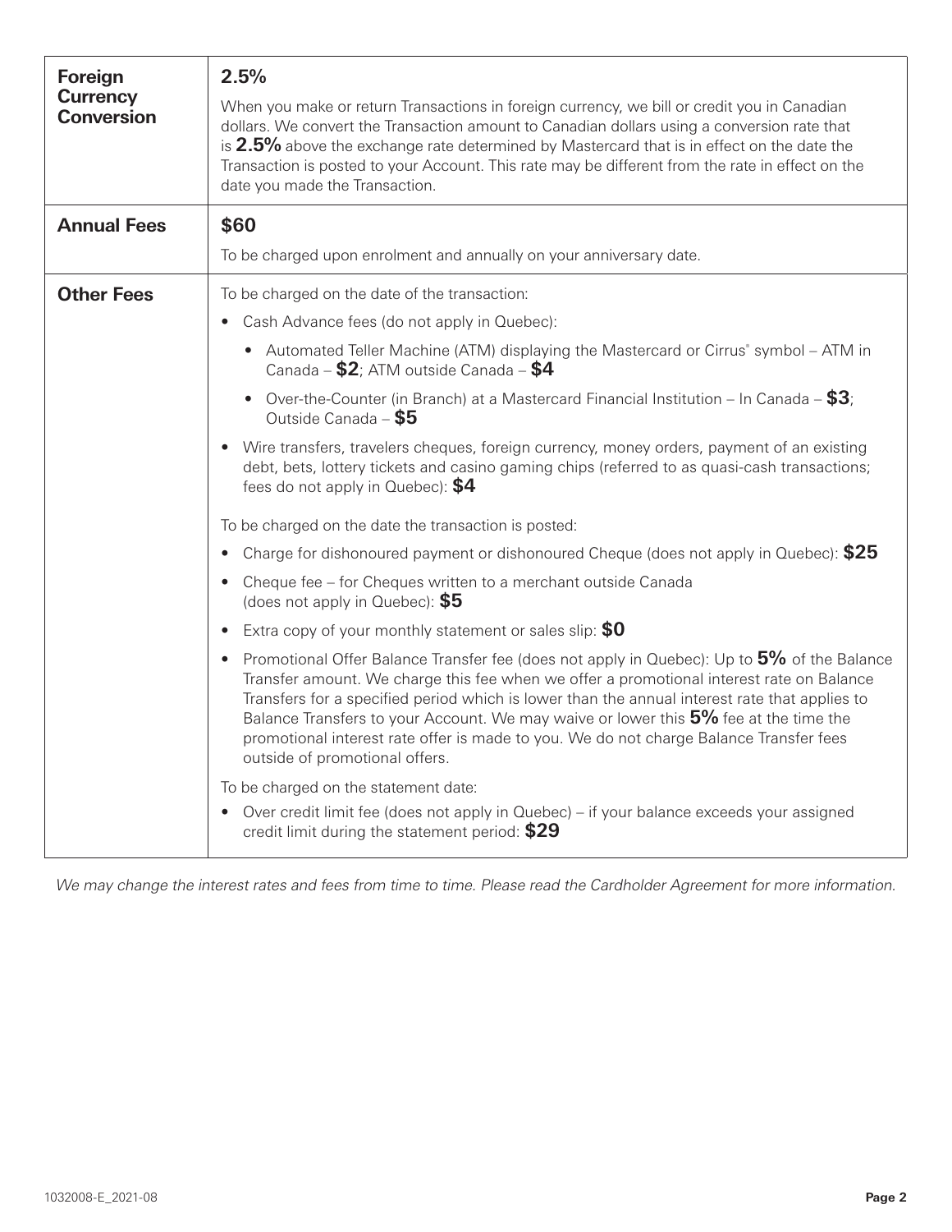| | |
|---|---|
| **Foreign Currency Conversion** | **2.5%**<br><br>When you make or return Transactions in foreign currency, we bill or credit you in Canadian dollars. We convert the Transaction amount to Canadian dollars using a conversion rate that is **2.5%** above the exchange rate determined by Mastercard that is in effect on the date the Transaction is posted to your Account. This rate may be different from the rate in effect on the date you made the Transaction. |
| **Annual Fees** | **$60**<br><br>To be charged upon enrolment and annually on your anniversary date. |
| **Other Fees** | To be charged on the date of the transaction:<br>• Cash Advance fees (do not apply in Quebec):<br>  ◦ Automated Teller Machine (ATM) displaying the Mastercard or Cirrus® symbol – ATM in Canada – **$2**; ATM outside Canada – **$4**<br>  ◦ Over-the-Counter (in Branch) at a Mastercard Financial Institution – In Canada – **$3**; Outside Canada – **$5**<br>• Wire transfers, travelers cheques, foreign currency, money orders, payment of an existing debt, bets, lottery tickets and casino gaming chips (referred to as quasi-cash transactions; fees do not apply in Quebec): **$4**<br><br>To be charged on the date the transaction is posted:<br>• Charge for dishonoured payment or dishonoured Cheque (does not apply in Quebec): **$25**<br>• Cheque fee – for Cheques written to a merchant outside Canada (does not apply in Quebec): **$5**<br>• Extra copy of your monthly statement or sales slip: **$0**<br>• Promotional Offer Balance Transfer fee (does not apply in Quebec): Up to **5%** of the Balance Transfer amount. We charge this fee when we offer a promotional interest rate on Balance Transfers for a specified period which is lower than the annual interest rate that applies to Balance Transfers to your Account. We may waive or lower this **5%** fee at the time the promotional interest rate offer is made to you. We do not charge Balance Transfer fees outside of promotional offers.<br><br>To be charged on the statement date:<br>• Over credit limit fee (does not apply in Quebec) – if your balance exceeds your assigned credit limit during the statement period: **$29** |

*We may change the interest rates and fees from time to time. Please read the Cardholder Agreement for more information.*

1032008-E_2021-08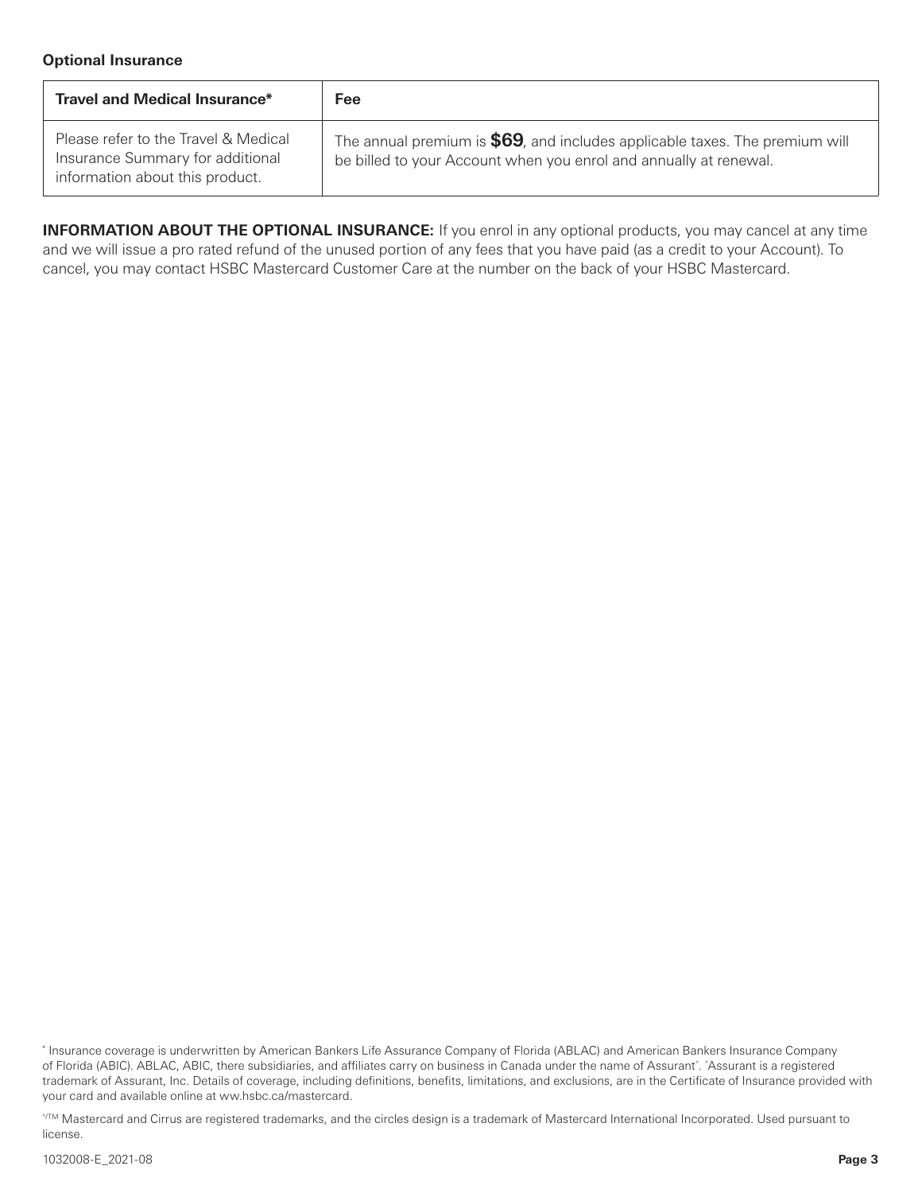**Optional Insurance**

| Travel and Medical Insurance* | Fee |
| --- | --- |
| Please refer to the Travel & Medical Insurance Summary for additional information about this product. | The annual premium is **$69**, and includes applicable taxes. The premium will be billed to your Account when you enrol and annually at renewal. |

**INFORMATION ABOUT THE OPTIONAL INSURANCE:** If you enrol in any optional products, you may cancel at any time and we will issue a pro rated refund of the unused portion of any fees that you have paid (as a credit to your Account). To cancel, you may contact HSBC Mastercard Customer Care at the number on the back of your HSBC Mastercard.

* Insurance coverage is underwritten by American Bankers Life Assurance Company of Florida (ABLAC) and American Bankers Insurance Company of Florida (ABIC). ABLAC, ABIC, there subsidiaries, and affiliates carry on business in Canada under the name of Assurant®. ®Assurant is a registered trademark of Assurant, Inc. Details of coverage, including definitions, benefits, limitations, and exclusions, are in the Certificate of Insurance provided with your card and available online at ww.hsbc.ca/mastercard.

®/TM Mastercard and Cirrus are registered trademarks, and the circles design is a trademark of Mastercard International Incorporated. Used pursuant to license.

1032008-E_2021-08